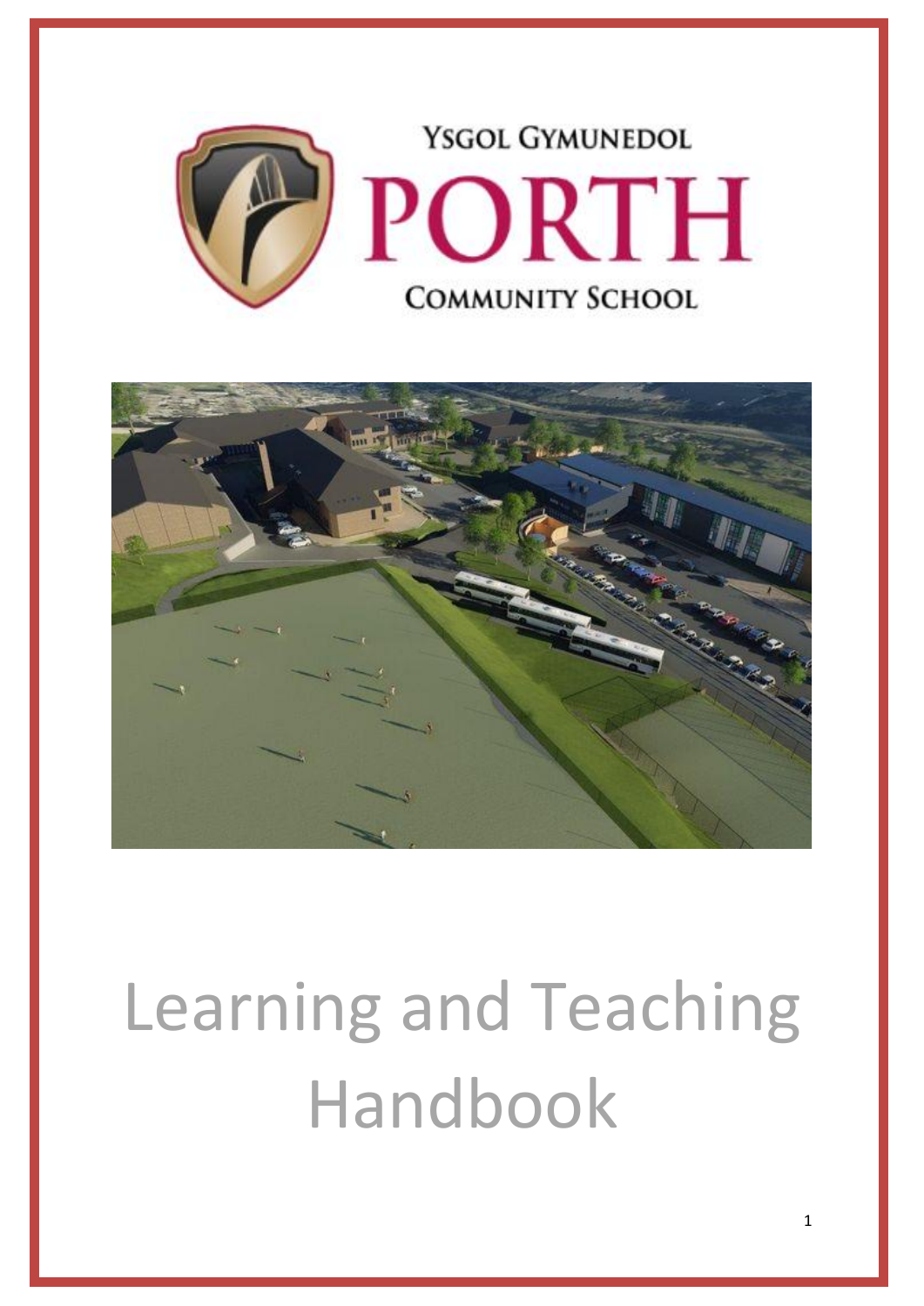Ysgol Gymunedol

# PORTH

Community School

# Learning and Teaching Handbook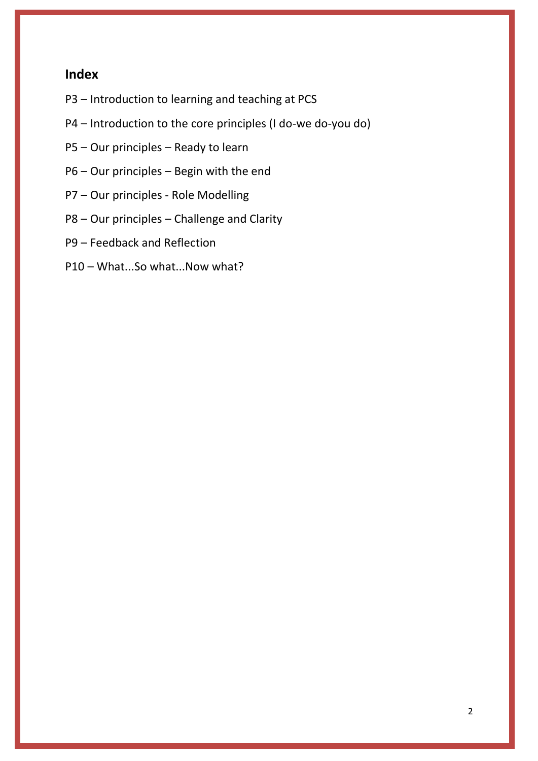## Index

P3 – Introduction to learning and teaching at PCS

P4 – Introduction to the core principles (I do-we do-you do)

P5 – Our principles – Ready to learn

P6 – Our principles – Begin with the end

P7 – Our principles - Role Modelling

P8 – Our principles – Challenge and Clarity

P9 – Feedback and Reflection

P10 – What...So what...Now what?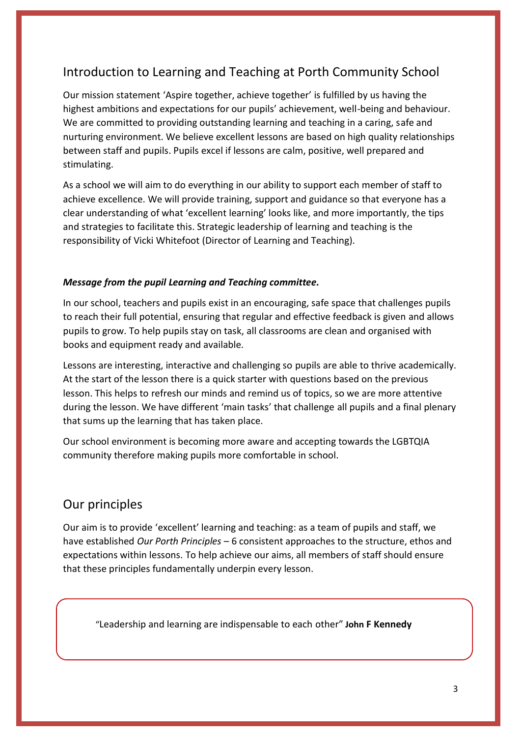## Introduction to Learning and Teaching at Porth Community School

Our mission statement 'Aspire together, achieve together' is fulfilled by us having the highest ambitions and expectations for our pupils' achievement, well-being and behaviour. We are committed to providing outstanding learning and teaching in a caring, safe and nurturing environment. We believe excellent lessons are based on high quality relationships between staff and pupils. Pupils excel if lessons are calm, positive, well prepared and stimulating.

As a school we will aim to do everything in our ability to support each member of staff to achieve excellence. We will provide training, support and guidance so that everyone has a clear understanding of what 'excellent learning' looks like, and more importantly, the tips and strategies to facilitate this. Strategic leadership of learning and teaching is the responsibility of Vicki Whitefoot (Director of Learning and Teaching).

***Message from the pupil Learning and Teaching committee.***

In our school, teachers and pupils exist in an encouraging, safe space that challenges pupils to reach their full potential, ensuring that regular and effective feedback is given and allows pupils to grow. To help pupils stay on task, all classrooms are clean and organised with books and equipment ready and available.

Lessons are interesting, interactive and challenging so pupils are able to thrive academically. At the start of the lesson there is a quick starter with questions based on the previous lesson. This helps to refresh our minds and remind us of topics, so we are more attentive during the lesson. We have different 'main tasks' that challenge all pupils and a final plenary that sums up the learning that has taken place.

Our school environment is becoming more aware and accepting towards the LGBTQIA community therefore making pupils more comfortable in school.

## Our principles

Our aim is to provide 'excellent' learning and teaching: as a team of pupils and staff, we have established *Our Porth Principles* – 6 consistent approaches to the structure, ethos and expectations within lessons. To help achieve our aims, all members of staff should ensure that these principles fundamentally underpin every lesson.

> "Leadership and learning are indispensable to each other" **John F Kennedy**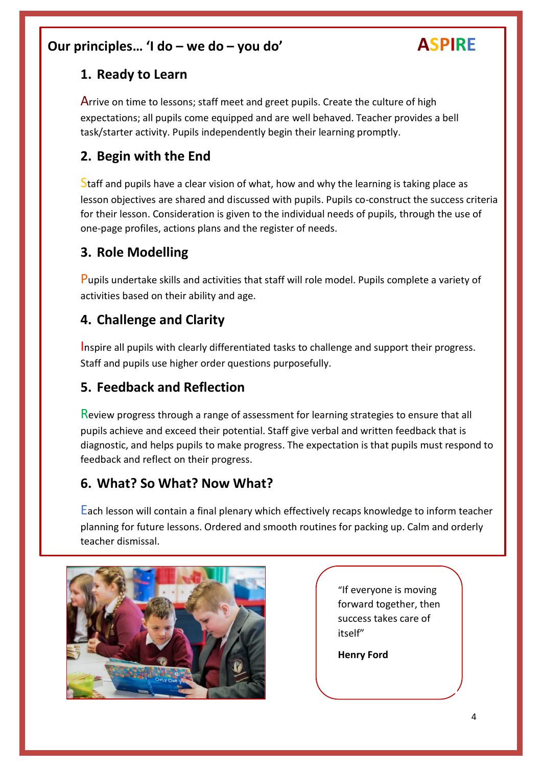## Our principles… 'I do – we do – you do'

**ASPIRE**

### 1. Ready to Learn

Arrive on time to lessons; staff meet and greet pupils. Create the culture of high expectations; all pupils come equipped and are well behaved. Teacher provides a bell task/starter activity. Pupils independently begin their learning promptly.

### 2. Begin with the End

Staff and pupils have a clear vision of what, how and why the learning is taking place as lesson objectives are shared and discussed with pupils. Pupils co-construct the success criteria for their lesson. Consideration is given to the individual needs of pupils, through the use of one-page profiles, actions plans and the register of needs.

### 3. Role Modelling

Pupils undertake skills and activities that staff will role model. Pupils complete a variety of activities based on their ability and age.

### 4. Challenge and Clarity

Inspire all pupils with clearly differentiated tasks to challenge and support their progress. Staff and pupils use higher order questions purposefully.

### 5. Feedback and Reflection

Review progress through a range of assessment for learning strategies to ensure that all pupils achieve and exceed their potential. Staff give verbal and written feedback that is diagnostic, and helps pupils to make progress. The expectation is that pupils must respond to feedback and reflect on their progress.

### 6. What? So What? Now What?

Each lesson will contain a final plenary which effectively recaps knowledge to inform teacher planning for future lessons. Ordered and smooth routines for packing up. Calm and orderly teacher dismissal.

"If everyone is moving forward together, then success takes care of itself"

**Henry Ford**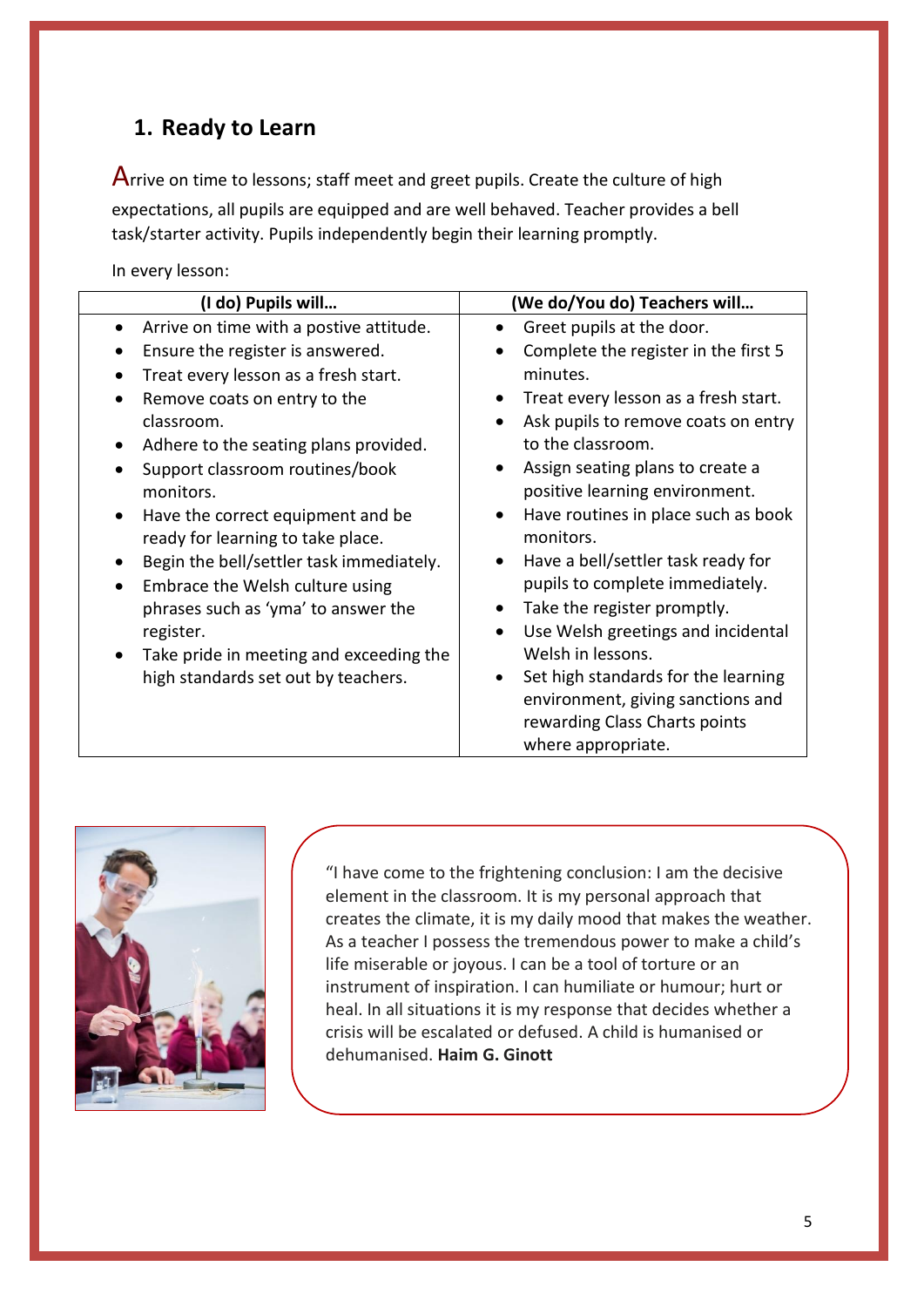## 1. Ready to Learn

Arrive on time to lessons; staff meet and greet pupils. Create the culture of high expectations, all pupils are equipped and are well behaved. Teacher provides a bell task/starter activity. Pupils independently begin their learning promptly.

In every lesson:

| (I do) Pupils will… | (We do/You do) Teachers will… |
|---|---|
| • Arrive on time with a postive attitude.<br>• Ensure the register is answered.<br>• Treat every lesson as a fresh start.<br>• Remove coats on entry to the classroom.<br>• Adhere to the seating plans provided.<br>• Support classroom routines/book monitors.<br>• Have the correct equipment and be ready for learning to take place.<br>• Begin the bell/settler task immediately.<br>• Embrace the Welsh culture using phrases such as 'yma' to answer the register.<br>• Take pride in meeting and exceeding the high standards set out by teachers. | • Greet pupils at the door.<br>• Complete the register in the first 5 minutes.<br>• Treat every lesson as a fresh start.<br>• Ask pupils to remove coats on entry to the classroom.<br>• Assign seating plans to create a positive learning environment.<br>• Have routines in place such as book monitors.<br>• Have a bell/settler task ready for pupils to complete immediately.<br>• Take the register promptly.<br>• Use Welsh greetings and incidental Welsh in lessons.<br>• Set high standards for the learning environment, giving sanctions and rewarding Class Charts points where appropriate. |

"I have come to the frightening conclusion: I am the decisive element in the classroom. It is my personal approach that creates the climate, it is my daily mood that makes the weather. As a teacher I possess the tremendous power to make a child's life miserable or joyous. I can be a tool of torture or an instrument of inspiration. I can humiliate or humour; hurt or heal. In all situations it is my response that decides whether a crisis will be escalated or defused. A child is humanised or dehumanised. **Haim G. Ginott**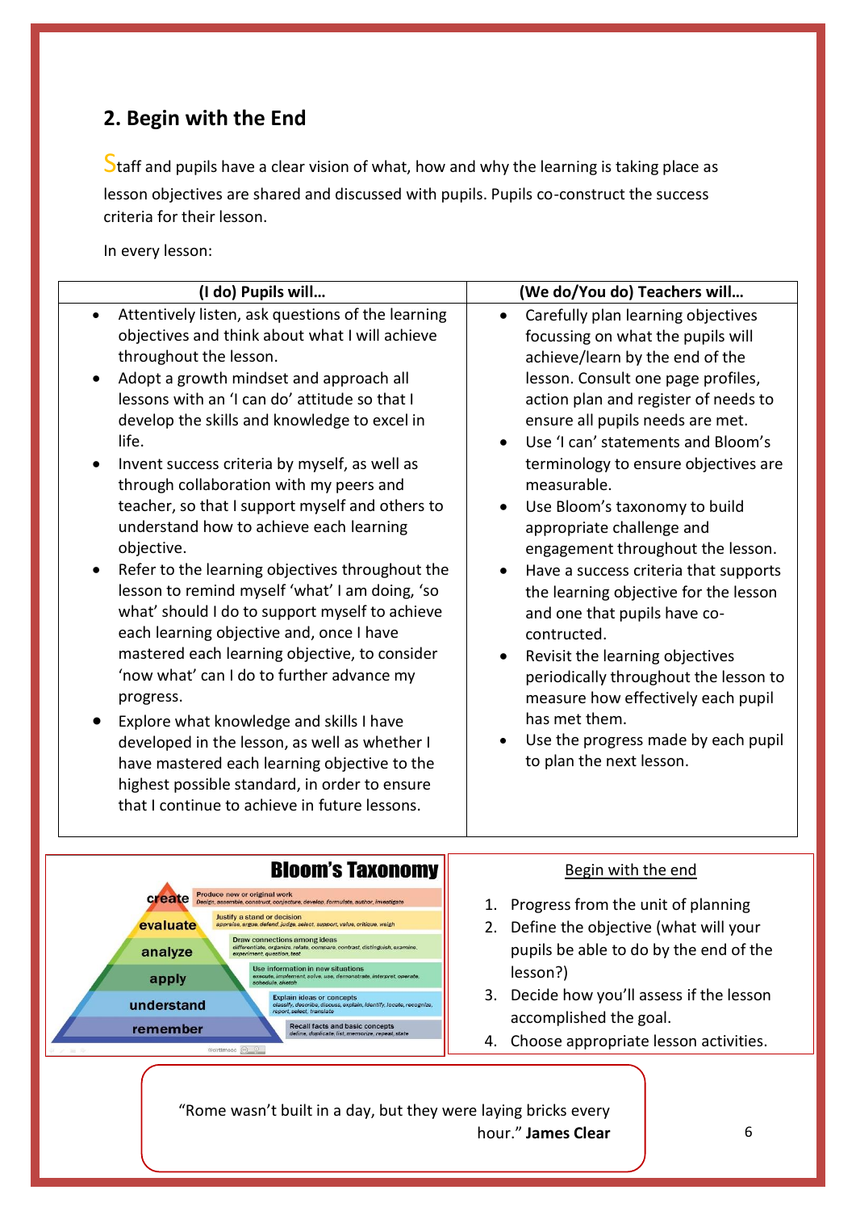## 2. Begin with the End

Staff and pupils have a clear vision of what, how and why the learning is taking place as lesson objectives are shared and discussed with pupils. Pupils co-construct the success criteria for their lesson.

In every lesson:

| (I do) Pupils will… | (We do/You do) Teachers will… |
|---|---|
| • Attentively listen, ask questions of the learning objectives and think about what I will achieve throughout the lesson.<br>• Adopt a growth mindset and approach all lessons with an 'I can do' attitude so that I develop the skills and knowledge to excel in life.<br>• Invent success criteria by myself, as well as through collaboration with my peers and teacher, so that I support myself and others to understand how to achieve each learning objective.<br>• Refer to the learning objectives throughout the lesson to remind myself 'what' I am doing, 'so what' should I do to support myself to achieve each learning objective and, once I have mastered each learning objective, to consider 'now what' can I do to further advance my progress.<br>• Explore what knowledge and skills I have developed in the lesson, as well as whether I have mastered each learning objective to the highest possible standard, in order to ensure that I continue to achieve in future lessons. | • Carefully plan learning objectives focussing on what the pupils will achieve/learn by the end of the lesson. Consult one page profiles, action plan and register of needs to ensure all pupils needs are met.<br>• Use 'I can' statements and Bloom's terminology to ensure objectives are measurable.<br>• Use Bloom's taxonomy to build appropriate challenge and engagement throughout the lesson.<br>• Have a success criteria that supports the learning objective for the lesson and one that pupils have co-contructed.<br>• Revisit the learning objectives periodically throughout the lesson to measure how effectively each pupil has met them.<br>• Use the progress made by each pupil to plan the next lesson. |

**Bloom's Taxonomy**

- **create** – Produce new or original work. *Design, assemble, construct, conjecture, develop, formulate, author, investigate*
- **evaluate** – Justify a stand or decision. *appraise, argue, defend, judge, select, support, value, critique, weigh*
- **analyze** – Draw connections among ideas. *differentiate, organize, relate, compare, contrast, distinguish, examine, experiment, question, test*
- **apply** – Use information in new situations. *execute, implement, solve, use, demonstrate, interpret, operate, schedule, sketch*
- **understand** – Explain ideas or concepts. *classify, describe, discuss, explain, identify, locate, recognize, report, select, translate*
- **remember** – Recall facts and basic concepts. *define, duplicate, list, memorize, repeat, state*

Begin with the end

1. Progress from the unit of planning
2. Define the objective (what will your pupils be able to do by the end of the lesson?)
3. Decide how you'll assess if the lesson accomplished the goal.
4. Choose appropriate lesson activities.

"Rome wasn't built in a day, but they were laying bricks every hour." **James Clear**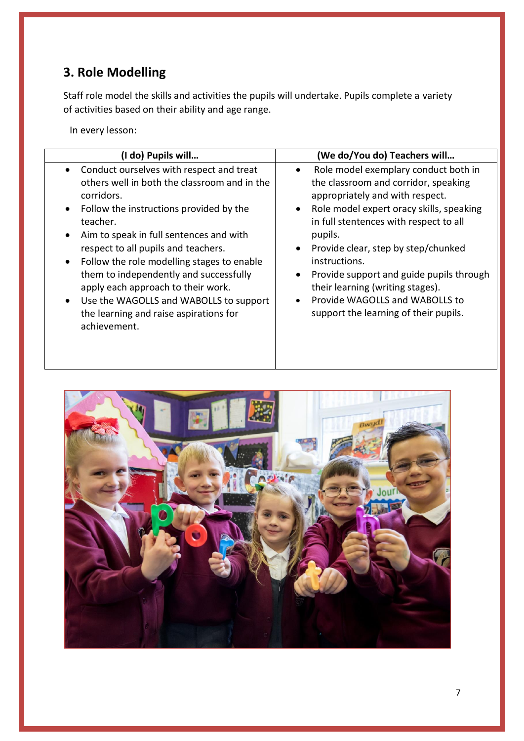## 3. Role Modelling

Staff role model the skills and activities the pupils will undertake. Pupils complete a variety of activities based on their ability and age range.

In every lesson:

| (I do) Pupils will… | (We do/You do) Teachers will… |
|---|---|
| • Conduct ourselves with respect and treat others well in both the classroom and in the corridors.<br>• Follow the instructions provided by the teacher.<br>• Aim to speak in full sentences and with respect to all pupils and teachers.<br>• Follow the role modelling stages to enable them to independently and successfully apply each approach to their work.<br>• Use the WAGOLLS and WABOLLS to support the learning and raise aspirations for achievement. | • Role model exemplary conduct both in the classroom and corridor, speaking appropriately and with respect.<br>• Role model expert oracy skills, speaking in full stentences with respect to all pupils.<br>• Provide clear, step by step/chunked instructions.<br>• Provide support and guide pupils through their learning (writing stages).<br>• Provide WAGOLLS and WABOLLS to support the learning of their pupils. |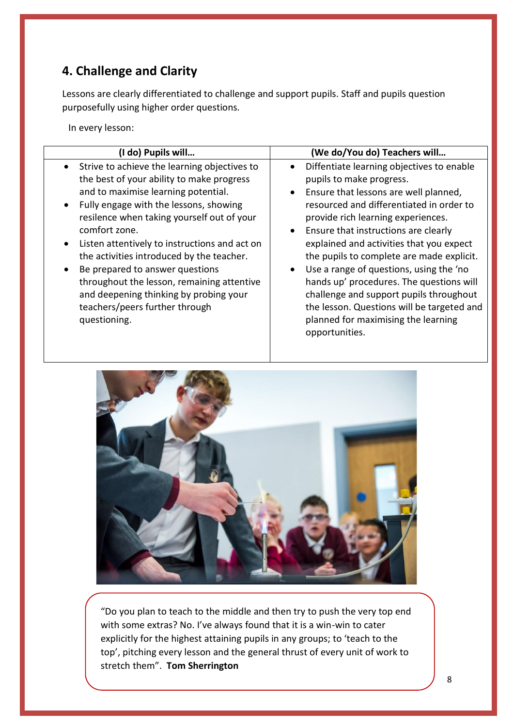## 4. Challenge and Clarity

Lessons are clearly differentiated to challenge and support pupils. Staff and pupils question purposefully using higher order questions.

In every lesson:

| (I do) Pupils will… | (We do/You do) Teachers will… |
|---|---|
| • Strive to achieve the learning objectives to the best of your ability to make progress and to maximise learning potential.<br>• Fully engage with the lessons, showing resilence when taking yourself out of your comfort zone.<br>• Listen attentively to instructions and act on the activities introduced by the teacher.<br>• Be prepared to answer questions throughout the lesson, remaining attentive and deepening thinking by probing your teachers/peers further through questioning. | • Diffentiate learning objectives to enable pupils to make progress.<br>• Ensure that lessons are well planned, resourced and differentiated in order to provide rich learning experiences.<br>• Ensure that instructions are clearly explained and activities that you expect the pupils to complete are made explicit.<br>• Use a range of questions, using the 'no hands up' procedures. The questions will challenge and support pupils throughout the lesson. Questions will be targeted and planned for maximising the learning opportunities. |

"Do you plan to teach to the middle and then try to push the very top end with some extras? No. I've always found that it is a win-win to cater explicitly for the highest attaining pupils in any groups; to 'teach to the top', pitching every lesson and the general thrust of every unit of work to stretch them". **Tom Sherrington**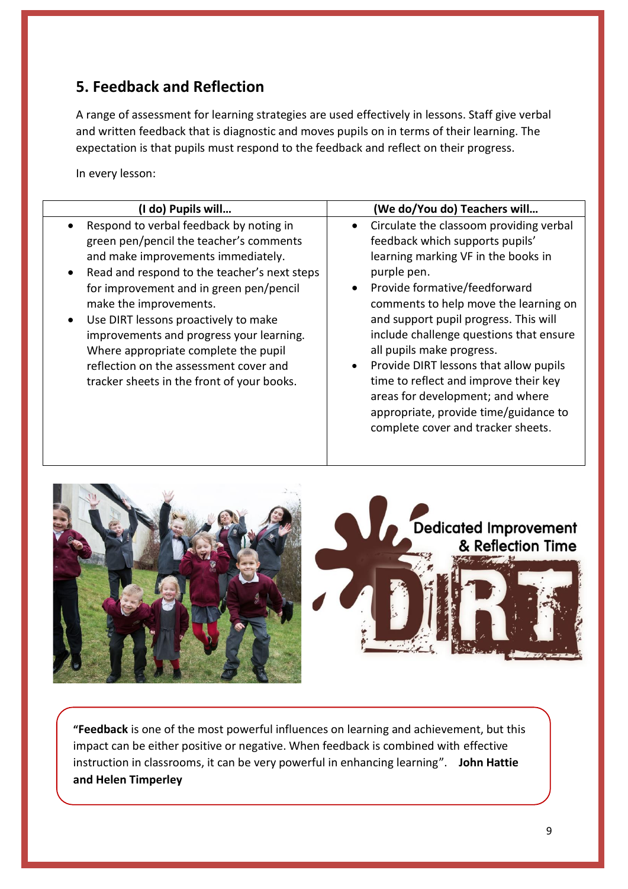## 5. Feedback and Reflection

A range of assessment for learning strategies are used effectively in lessons. Staff give verbal and written feedback that is diagnostic and moves pupils on in terms of their learning. The expectation is that pupils must respond to the feedback and reflect on their progress.

In every lesson:

| (I do) Pupils will… | (We do/You do) Teachers will… |
|---|---|
| • Respond to verbal feedback by noting in green pen/pencil the teacher's comments and make improvements immediately.<br>• Read and respond to the teacher's next steps for improvement and in green pen/pencil make the improvements.<br>• Use DIRT lessons proactively to make improvements and progress your learning. Where appropriate complete the pupil reflection on the assessment cover and tracker sheets in the front of your books. | • Circulate the classoom providing verbal feedback which supports pupils' learning marking VF in the books in purple pen.<br>• Provide formative/feedforward comments to help move the learning on and support pupil progress. This will include challenge questions that ensure all pupils make progress.<br>• Provide DIRT lessons that allow pupils time to reflect and improve their key areas for development; and where appropriate, provide time/guidance to complete cover and tracker sheets. |

Dedicated Improvement & Reflection Time

DIRT

"**Feedback** is one of the most powerful influences on learning and achievement, but this impact can be either positive or negative. When feedback is combined with effective instruction in classrooms, it can be very powerful in enhancing learning". **John Hattie and Helen Timperley**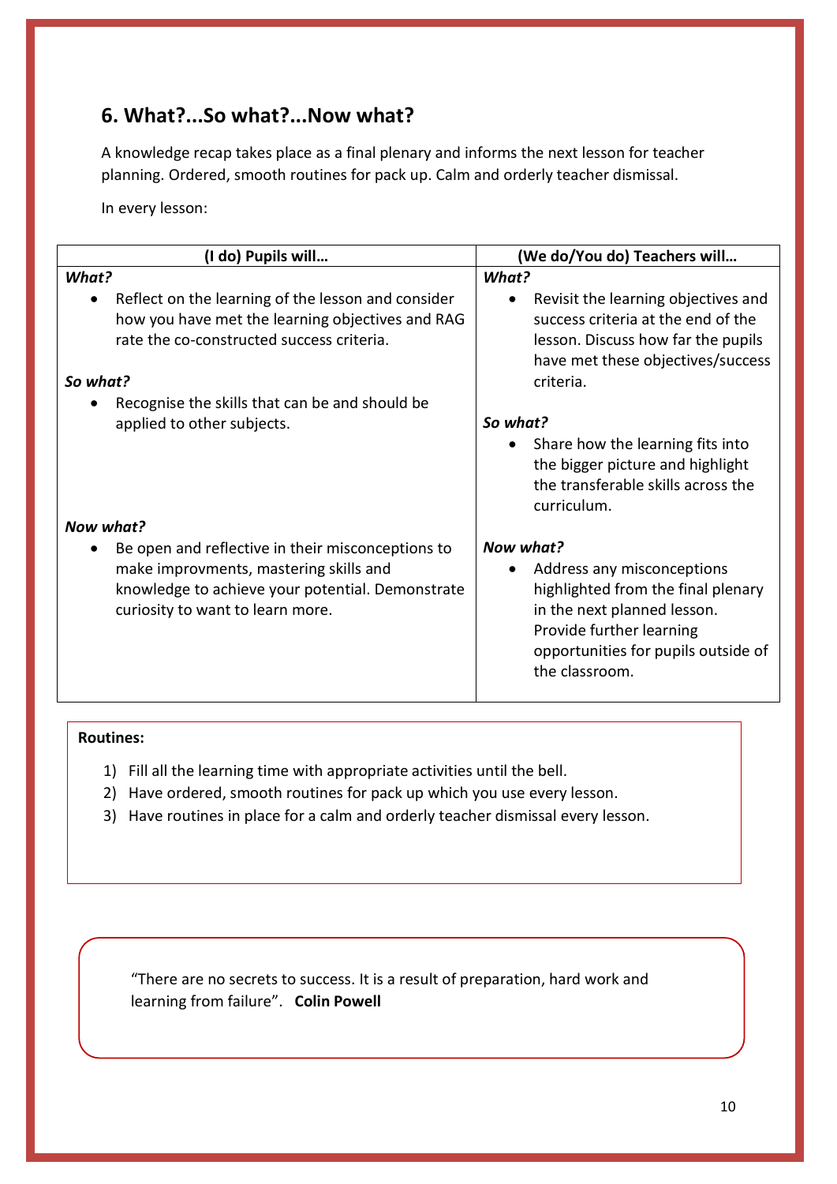## 6. What?...So what?...Now what?

A knowledge recap takes place as a final plenary and informs the next lesson for teacher planning. Ordered, smooth routines for pack up. Calm and orderly teacher dismissal.

In every lesson:

| (I do) Pupils will… | (We do/You do) Teachers will… |
|---|---|
| ***What?*** <br> • Reflect on the learning of the lesson and consider how you have met the learning objectives and RAG rate the co-constructed success criteria. | ***What?*** <br> • Revisit the learning objectives and success criteria at the end of the lesson. Discuss how far the pupils have met these objectives/success criteria. |
| ***So what?*** <br> • Recognise the skills that can be and should be applied to other subjects. | ***So what?*** <br> • Share how the learning fits into the bigger picture and highlight the transferable skills across the curriculum. |
| ***Now what?*** <br> • Be open and reflective in their misconceptions to make improvments, mastering skills and knowledge to achieve your potential. Demonstrate curiosity to want to learn more. | ***Now what?*** <br> • Address any misconceptions highlighted from the final plenary in the next planned lesson. Provide further learning opportunities for pupils outside of the classroom. |

**Routines:**

1) Fill all the learning time with appropriate activities until the bell.
2) Have ordered, smooth routines for pack up which you use every lesson.
3) Have routines in place for a calm and orderly teacher dismissal every lesson.

"There are no secrets to success. It is a result of preparation, hard work and learning from failure". **Colin Powell**